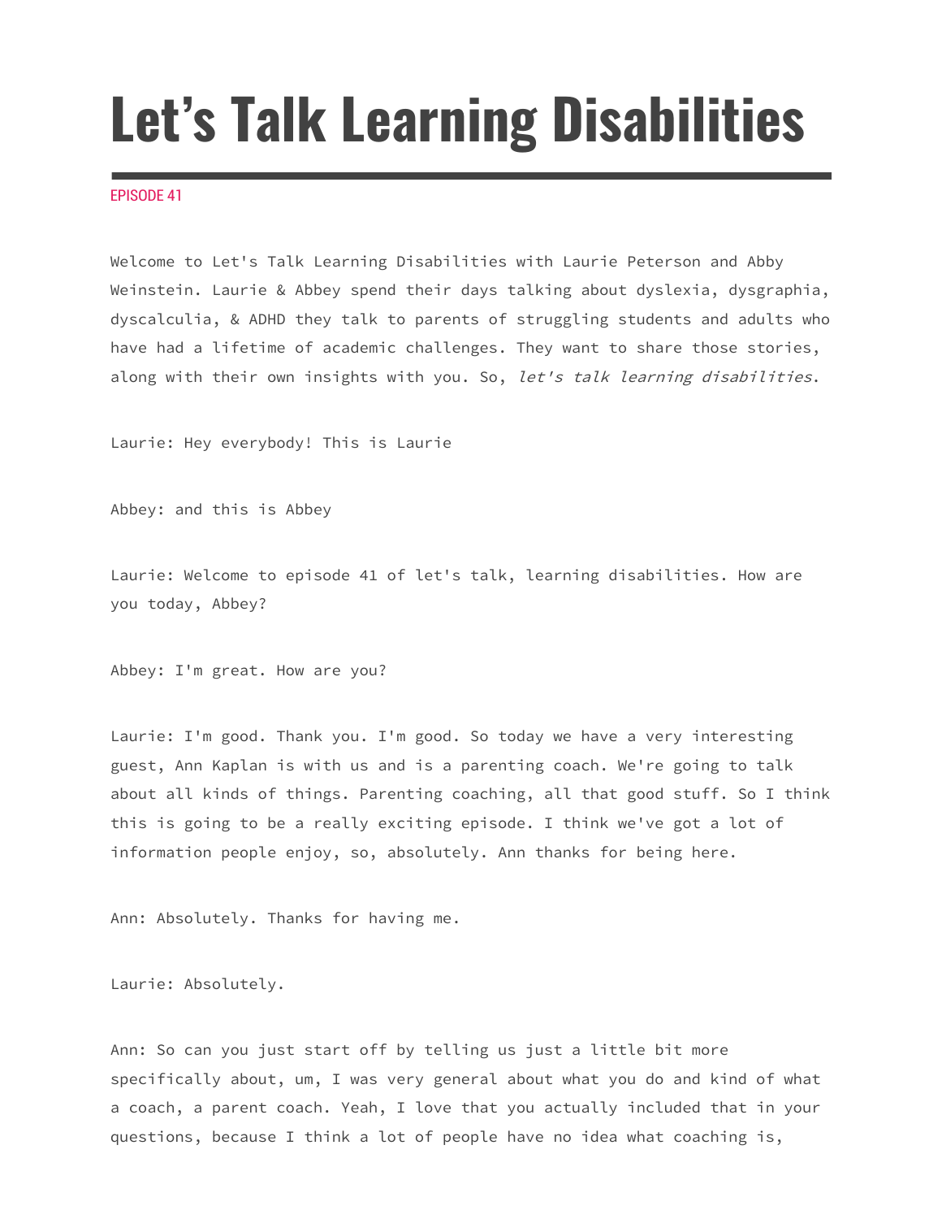# Let's Talk Learning Disabilities

EPISODE 41

Welcome to Let's Talk Learning Disabilities with Laurie Peterson and Abby Weinstein. Laurie & Abbey spend their days talking about dyslexia, dysgraphia, dyscalculia, & ADHD they talk to parents of struggling students and adults who have had a lifetime of academic challenges. They want to share those stories, along with their own insights with you. So, *let's talk learning disabilities*.

Laurie: Hey everybody! This is Laurie

Abbey: and this is Abbey

Laurie: Welcome to episode 41 of let's talk, learning disabilities. How are you today, Abbey?

Abbey: I'm great. How are you?

Laurie: I'm good. Thank you. I'm good. So today we have a very interesting guest, Ann Kaplan is with us and is a parenting coach. We're going to talk about all kinds of things. Parenting coaching, all that good stuff. So I think this is going to be a really exciting episode. I think we've got a lot of information people enjoy, so, absolutely. Ann thanks for being here.

Ann: Absolutely. Thanks for having me.

Laurie: Absolutely.

Ann: So can you just start off by telling us just a little bit more specifically about, um, I was very general about what you do and kind of what a coach, a parent coach. Yeah, I love that you actually included that in your questions, because I think a lot of people have no idea what coaching is,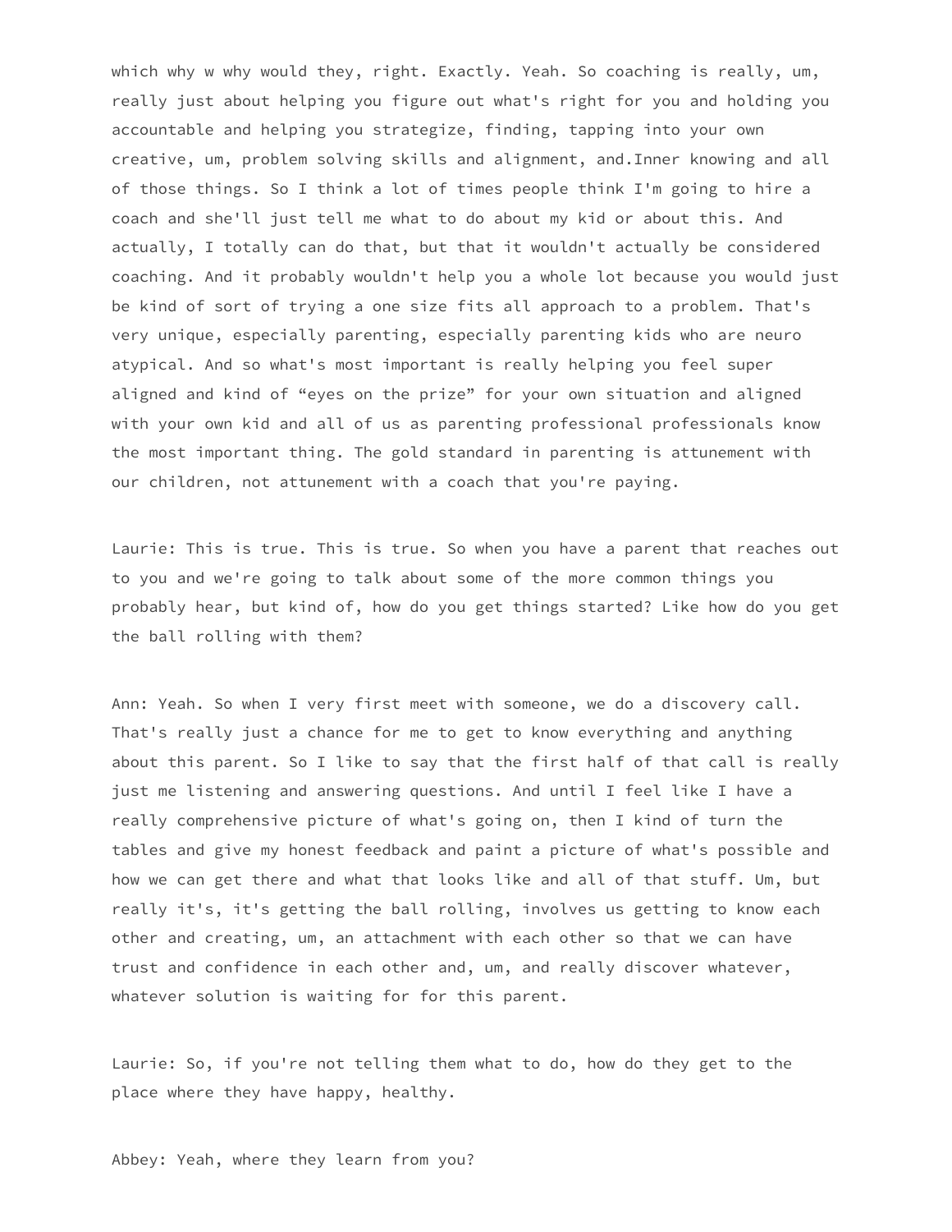which why w why would they, right. Exactly. Yeah. So coaching is really, um, really just about helping you figure out what's right for you and holding you accountable and helping you strategize, finding, tapping into your own creative, um, problem solving skills and alignment, and.Inner knowing and all of those things. So I think a lot of times people think I'm going to hire a coach and she'll just tell me what to do about my kid or about this. And actually, I totally can do that, but that it wouldn't actually be considered coaching. And it probably wouldn't help you a whole lot because you would just be kind of sort of trying a one size fits all approach to a problem. That's very unique, especially parenting, especially parenting kids who are neuro atypical. And so what's most important is really helping you feel super aligned and kind of "eyes on the prize" for your own situation and aligned with your own kid and all of us as parenting professional professionals know the most important thing. The gold standard in parenting is attunement with our children, not attunement with a coach that you're paying.

Laurie: This is true. This is true. So when you have a parent that reaches out to you and we're going to talk about some of the more common things you probably hear, but kind of, how do you get things started? Like how do you get the ball rolling with them?

Ann: Yeah. So when I very first meet with someone, we do a discovery call. That's really just a chance for me to get to know everything and anything about this parent. So I like to say that the first half of that call is really just me listening and answering questions. And until I feel like I have a really comprehensive picture of what's going on, then I kind of turn the tables and give my honest feedback and paint a picture of what's possible and how we can get there and what that looks like and all of that stuff. Um, but really it's, it's getting the ball rolling, involves us getting to know each other and creating, um, an attachment with each other so that we can have trust and confidence in each other and, um, and really discover whatever, whatever solution is waiting for for this parent.

Laurie: So, if you're not telling them what to do, how do they get to the place where they have happy, healthy.

Abbey: Yeah, where they learn from you?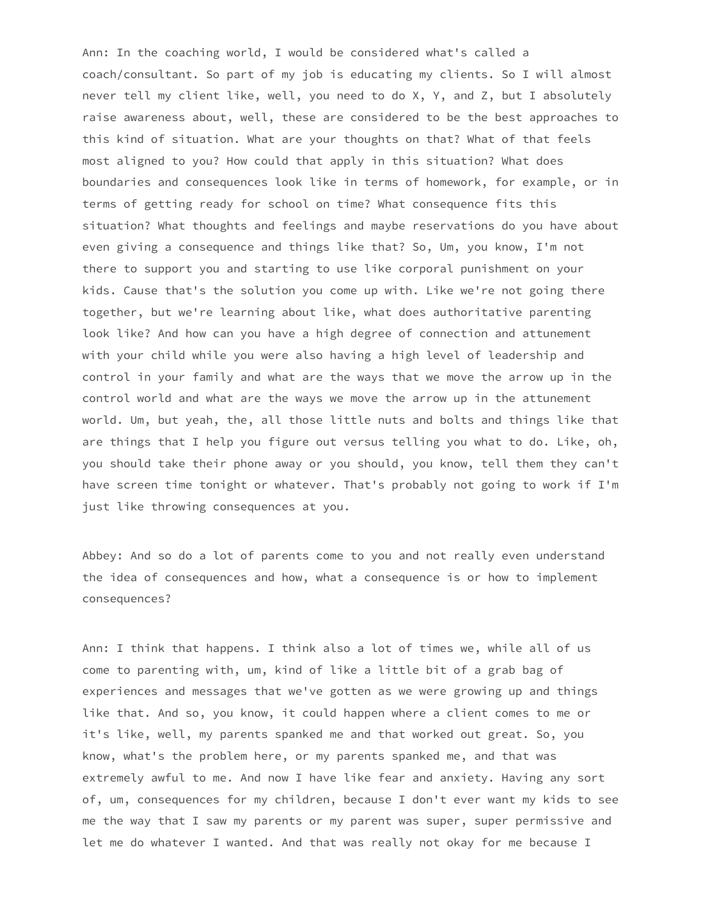Ann: In the coaching world, I would be considered what's called a coach/consultant. So part of my job is educating my clients. So I will almost never tell my client like, well, you need to do X, Y, and Z, but I absolutely raise awareness about, well, these are considered to be the best approaches to this kind of situation. What are your thoughts on that? What of that feels most aligned to you? How could that apply in this situation? What does boundaries and consequences look like in terms of homework, for example, or in terms of getting ready for school on time? What consequence fits this situation? What thoughts and feelings and maybe reservations do you have about even giving a consequence and things like that? So, Um, you know, I'm not there to support you and starting to use like corporal punishment on your kids. Cause that's the solution you come up with. Like we're not going there together, but we're learning about like, what does authoritative parenting look like? And how can you have a high degree of connection and attunement with your child while you were also having a high level of leadership and control in your family and what are the ways that we move the arrow up in the control world and what are the ways we move the arrow up in the attunement world. Um, but yeah, the, all those little nuts and bolts and things like that are things that I help you figure out versus telling you what to do. Like, oh, you should take their phone away or you should, you know, tell them they can't have screen time tonight or whatever. That's probably not going to work if I'm just like throwing consequences at you.

Abbey: And so do a lot of parents come to you and not really even understand the idea of consequences and how, what a consequence is or how to implement consequences?

Ann: I think that happens. I think also a lot of times we, while all of us come to parenting with, um, kind of like a little bit of a grab bag of experiences and messages that we've gotten as we were growing up and things like that. And so, you know, it could happen where a client comes to me or it's like, well, my parents spanked me and that worked out great. So, you know, what's the problem here, or my parents spanked me, and that was extremely awful to me. And now I have like fear and anxiety. Having any sort of, um, consequences for my children, because I don't ever want my kids to see me the way that I saw my parents or my parent was super, super permissive and let me do whatever I wanted. And that was really not okay for me because I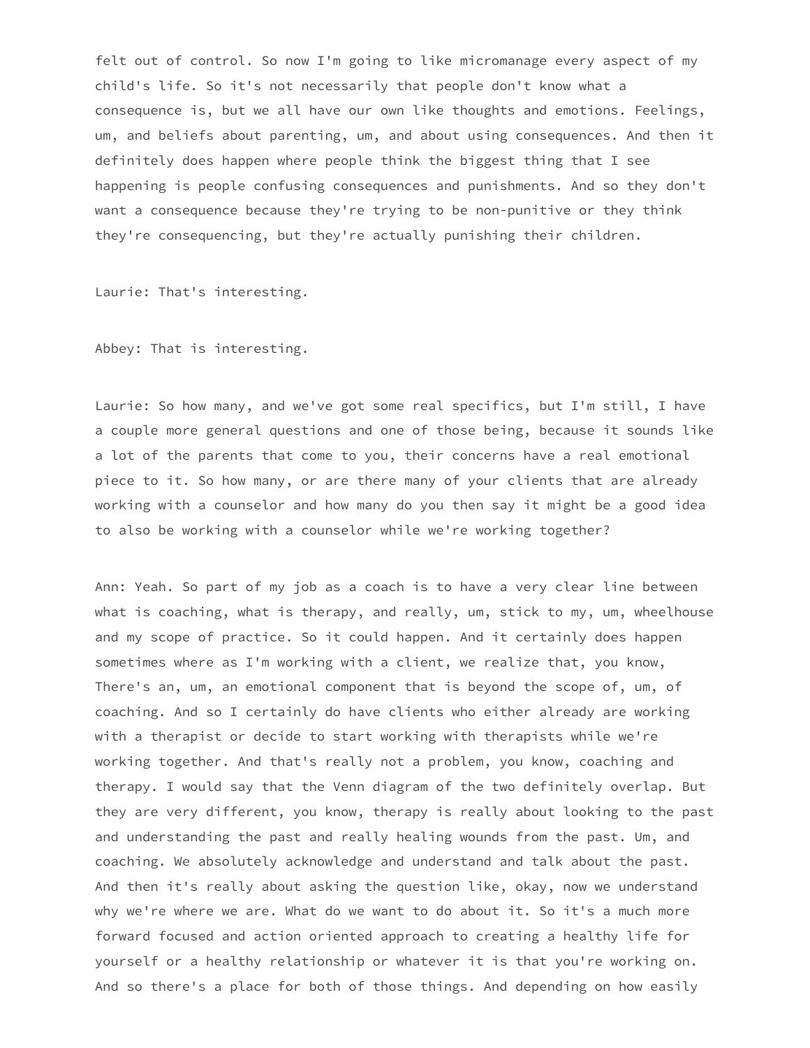felt out of control. So now I'm going to like micromanage every aspect of my child's life. So it's not necessarily that people don't know what a consequence is, but we all have our own like thoughts and emotions. Feelings, um, and beliefs about parenting, um, and about using consequences. And then it definitely does happen where people think the biggest thing that I see happening is people confusing consequences and punishments. And so they don't want a consequence because they're trying to be non-punitive or they think they're consequencing, but they're actually punishing their children.

Laurie: That's interesting.

Abbey: That is interesting.

Laurie: So how many, and we've got some real specifics, but I'm still, I have a couple more general questions and one of those being, because it sounds like a lot of the parents that come to you, their concerns have a real emotional piece to it. So how many, or are there many of your clients that are already working with a counselor and how many do you then say it might be a good idea to also be working with a counselor while we're working together?

Ann: Yeah. So part of my job as a coach is to have a very clear line between what is coaching, what is therapy, and really, um, stick to my, um, wheelhouse and my scope of practice. So it could happen. And it certainly does happen sometimes where as I'm working with a client, we realize that, you know, There's an, um, an emotional component that is beyond the scope of, um, of coaching. And so I certainly do have clients who either already are working with a therapist or decide to start working with therapists while we're working together. And that's really not a problem, you know, coaching and therapy. I would say that the Venn diagram of the two definitely overlap. But they are very different, you know, therapy is really about looking to the past and understanding the past and really healing wounds from the past. Um, and coaching. We absolutely acknowledge and understand and talk about the past. And then it's really about asking the question like, okay, now we understand why we're where we are. What do we want to do about it. So it's a much more forward focused and action oriented approach to creating a healthy life for yourself or a healthy relationship or whatever it is that you're working on. And so there's a place for both of those things. And depending on how easily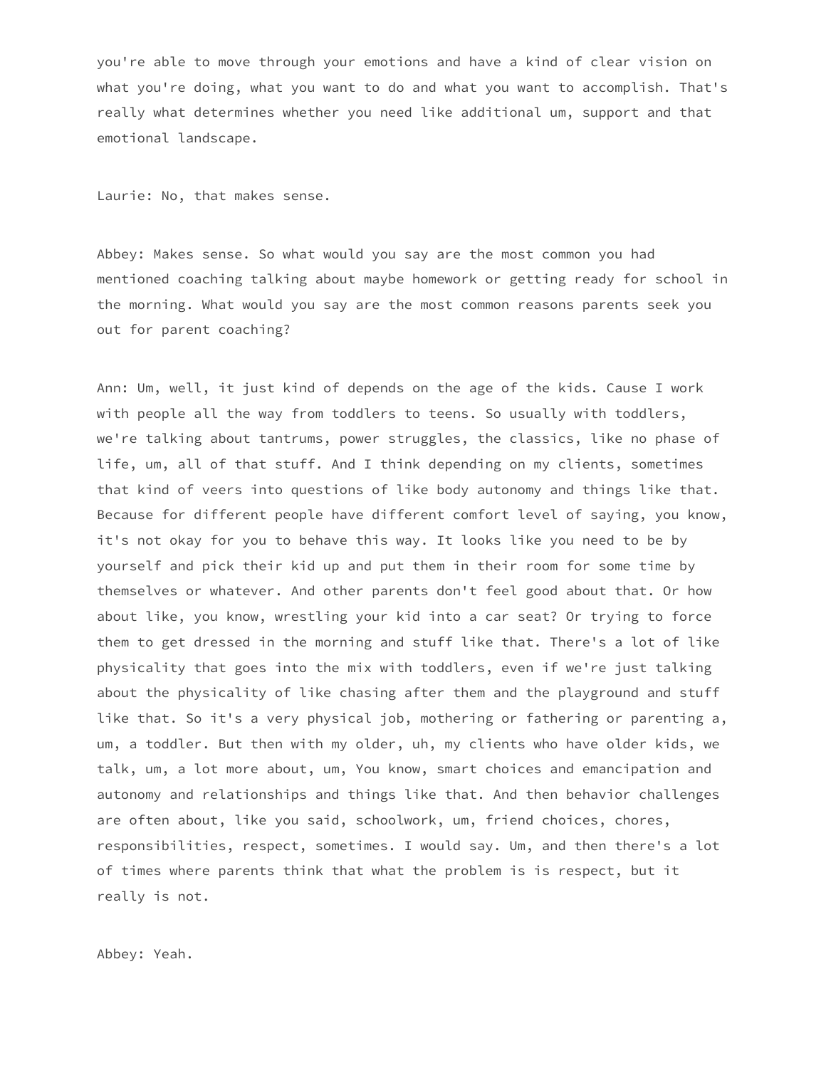you're able to move through your emotions and have a kind of clear vision on what you're doing, what you want to do and what you want to accomplish. That's really what determines whether you need like additional um, support and that emotional landscape.

Laurie: No, that makes sense.

Abbey: Makes sense. So what would you say are the most common you had mentioned coaching talking about maybe homework or getting ready for school in the morning. What would you say are the most common reasons parents seek you out for parent coaching?

Ann: Um, well, it just kind of depends on the age of the kids. Cause I work with people all the way from toddlers to teens. So usually with toddlers, we're talking about tantrums, power struggles, the classics, like no phase of life, um, all of that stuff. And I think depending on my clients, sometimes that kind of veers into questions of like body autonomy and things like that. Because for different people have different comfort level of saying, you know, it's not okay for you to behave this way. It looks like you need to be by yourself and pick their kid up and put them in their room for some time by themselves or whatever. And other parents don't feel good about that. Or how about like, you know, wrestling your kid into a car seat? Or trying to force them to get dressed in the morning and stuff like that. There's a lot of like physicality that goes into the mix with toddlers, even if we're just talking about the physicality of like chasing after them and the playground and stuff like that. So it's a very physical job, mothering or fathering or parenting a, um, a toddler. But then with my older, uh, my clients who have older kids, we talk, um, a lot more about, um, You know, smart choices and emancipation and autonomy and relationships and things like that. And then behavior challenges are often about, like you said, schoolwork, um, friend choices, chores, responsibilities, respect, sometimes. I would say. Um, and then there's a lot of times where parents think that what the problem is is respect, but it really is not.

Abbey: Yeah.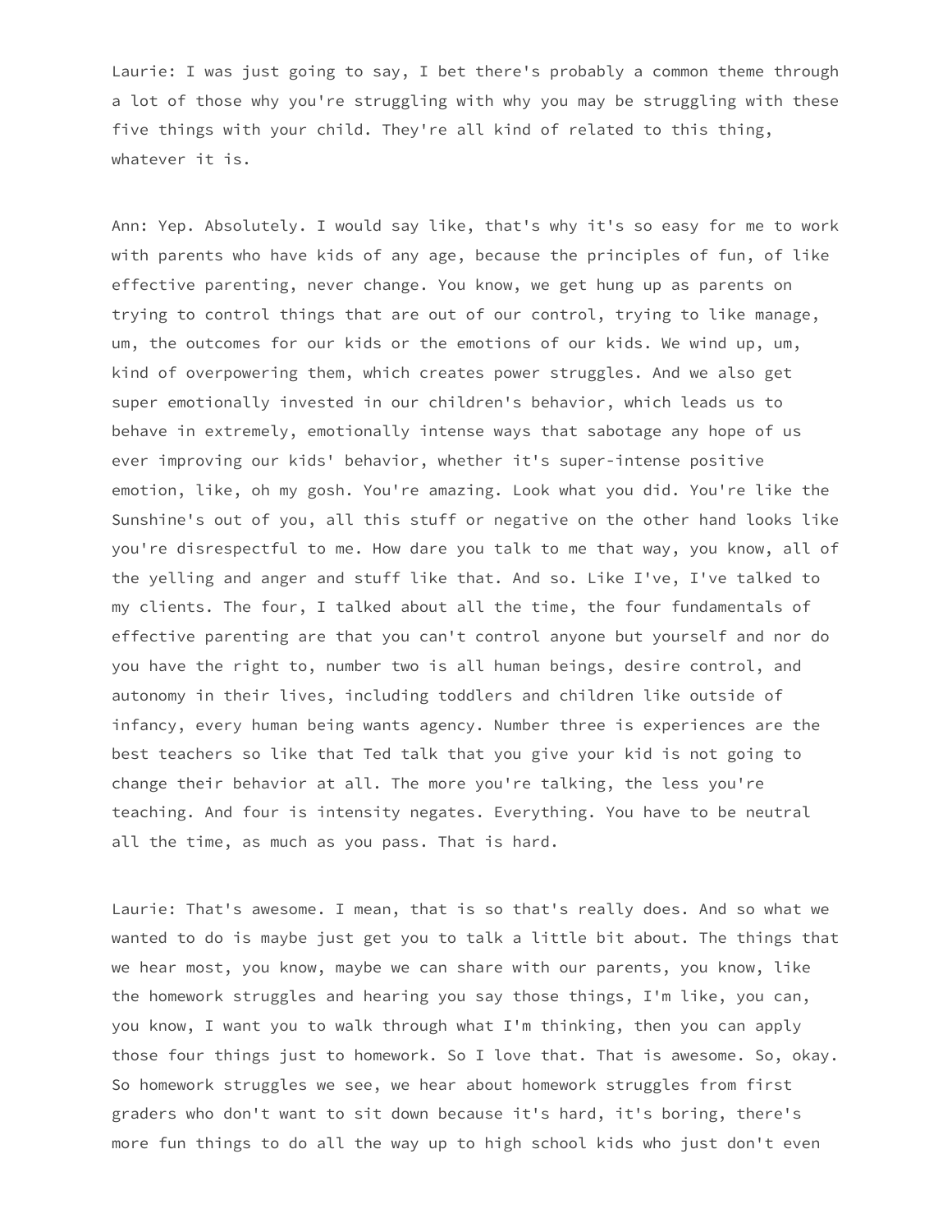Laurie: I was just going to say, I bet there's probably a common theme through a lot of those why you're struggling with why you may be struggling with these five things with your child. They're all kind of related to this thing, whatever it is.

Ann: Yep. Absolutely. I would say like, that's why it's so easy for me to work with parents who have kids of any age, because the principles of fun, of like effective parenting, never change. You know, we get hung up as parents on trying to control things that are out of our control, trying to like manage, um, the outcomes for our kids or the emotions of our kids. We wind up, um, kind of overpowering them, which creates power struggles. And we also get super emotionally invested in our children's behavior, which leads us to behave in extremely, emotionally intense ways that sabotage any hope of us ever improving our kids' behavior, whether it's super-intense positive emotion, like, oh my gosh. You're amazing. Look what you did. You're like the Sunshine's out of you, all this stuff or negative on the other hand looks like you're disrespectful to me. How dare you talk to me that way, you know, all of the yelling and anger and stuff like that. And so. Like I've, I've talked to my clients. The four, I talked about all the time, the four fundamentals of effective parenting are that you can't control anyone but yourself and nor do you have the right to, number two is all human beings, desire control, and autonomy in their lives, including toddlers and children like outside of infancy, every human being wants agency. Number three is experiences are the best teachers so like that Ted talk that you give your kid is not going to change their behavior at all. The more you're talking, the less you're teaching. And four is intensity negates. Everything. You have to be neutral all the time, as much as you pass. That is hard.

Laurie: That's awesome. I mean, that is so that's really does. And so what we wanted to do is maybe just get you to talk a little bit about. The things that we hear most, you know, maybe we can share with our parents, you know, like the homework struggles and hearing you say those things, I'm like, you can, you know, I want you to walk through what I'm thinking, then you can apply those four things just to homework. So I love that. That is awesome. So, okay. So homework struggles we see, we hear about homework struggles from first graders who don't want to sit down because it's hard, it's boring, there's more fun things to do all the way up to high school kids who just don't even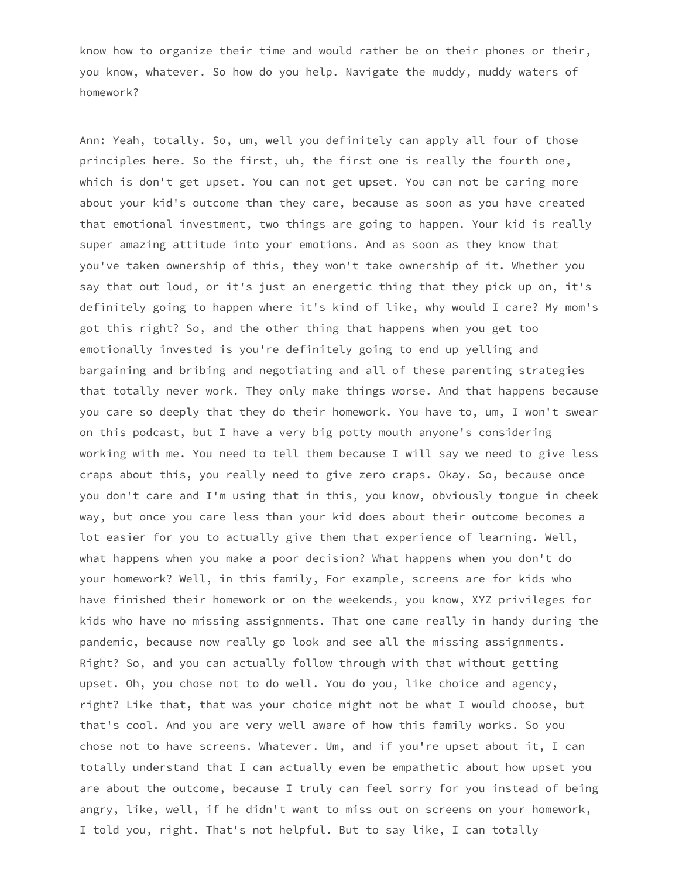know how to organize their time and would rather be on their phones or their, you know, whatever. So how do you help. Navigate the muddy, muddy waters of homework?

Ann: Yeah, totally. So, um, well you definitely can apply all four of those principles here. So the first, uh, the first one is really the fourth one, which is don't get upset. You can not get upset. You can not be caring more about your kid's outcome than they care, because as soon as you have created that emotional investment, two things are going to happen. Your kid is really super amazing attitude into your emotions. And as soon as they know that you've taken ownership of this, they won't take ownership of it. Whether you say that out loud, or it's just an energetic thing that they pick up on, it's definitely going to happen where it's kind of like, why would I care? My mom's got this right? So, and the other thing that happens when you get too emotionally invested is you're definitely going to end up yelling and bargaining and bribing and negotiating and all of these parenting strategies that totally never work. They only make things worse. And that happens because you care so deeply that they do their homework. You have to, um, I won't swear on this podcast, but I have a very big potty mouth anyone's considering working with me. You need to tell them because I will say we need to give less craps about this, you really need to give zero craps. Okay. So, because once you don't care and I'm using that in this, you know, obviously tongue in cheek way, but once you care less than your kid does about their outcome becomes a lot easier for you to actually give them that experience of learning. Well, what happens when you make a poor decision? What happens when you don't do your homework? Well, in this family, For example, screens are for kids who have finished their homework or on the weekends, you know, XYZ privileges for kids who have no missing assignments. That one came really in handy during the pandemic, because now really go look and see all the missing assignments. Right? So, and you can actually follow through with that without getting upset. Oh, you chose not to do well. You do you, like choice and agency, right? Like that, that was your choice might not be what I would choose, but that's cool. And you are very well aware of how this family works. So you chose not to have screens. Whatever. Um, and if you're upset about it, I can totally understand that I can actually even be empathetic about how upset you are about the outcome, because I truly can feel sorry for you instead of being angry, like, well, if he didn't want to miss out on screens on your homework, I told you, right. That's not helpful. But to say like, I can totally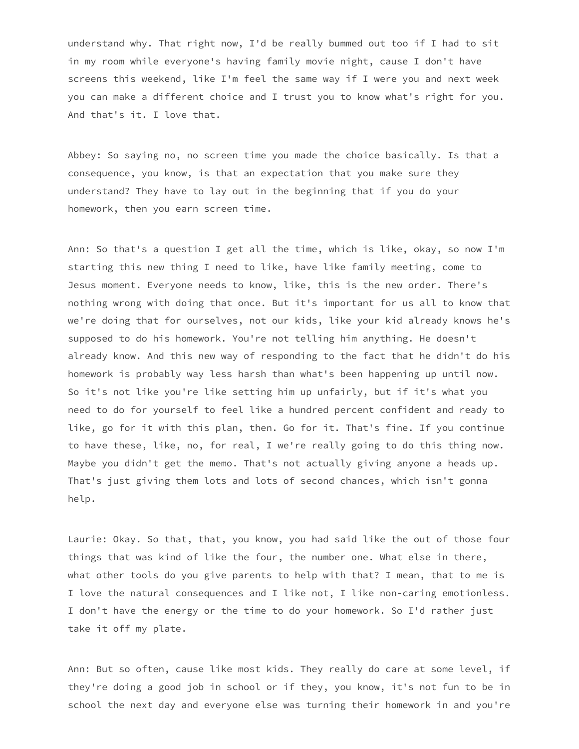understand why. That right now, I'd be really bummed out too if I had to sit in my room while everyone's having family movie night, cause I don't have screens this weekend, like I'm feel the same way if I were you and next week you can make a different choice and I trust you to know what's right for you. And that's it. I love that.

Abbey: So saying no, no screen time you made the choice basically. Is that a consequence, you know, is that an expectation that you make sure they understand? They have to lay out in the beginning that if you do your homework, then you earn screen time.

Ann: So that's a question I get all the time, which is like, okay, so now I'm starting this new thing I need to like, have like family meeting, come to Jesus moment. Everyone needs to know, like, this is the new order. There's nothing wrong with doing that once. But it's important for us all to know that we're doing that for ourselves, not our kids, like your kid already knows he's supposed to do his homework. You're not telling him anything. He doesn't already know. And this new way of responding to the fact that he didn't do his homework is probably way less harsh than what's been happening up until now. So it's not like you're like setting him up unfairly, but if it's what you need to do for yourself to feel like a hundred percent confident and ready to like, go for it with this plan, then. Go for it. That's fine. If you continue to have these, like, no, for real, I we're really going to do this thing now. Maybe you didn't get the memo. That's not actually giving anyone a heads up. That's just giving them lots and lots of second chances, which isn't gonna help.

Laurie: Okay. So that, that, you know, you had said like the out of those four things that was kind of like the four, the number one. What else in there, what other tools do you give parents to help with that? I mean, that to me is I love the natural consequences and I like not, I like non-caring emotionless. I don't have the energy or the time to do your homework. So I'd rather just take it off my plate.

Ann: But so often, cause like most kids. They really do care at some level, if they're doing a good job in school or if they, you know, it's not fun to be in school the next day and everyone else was turning their homework in and you're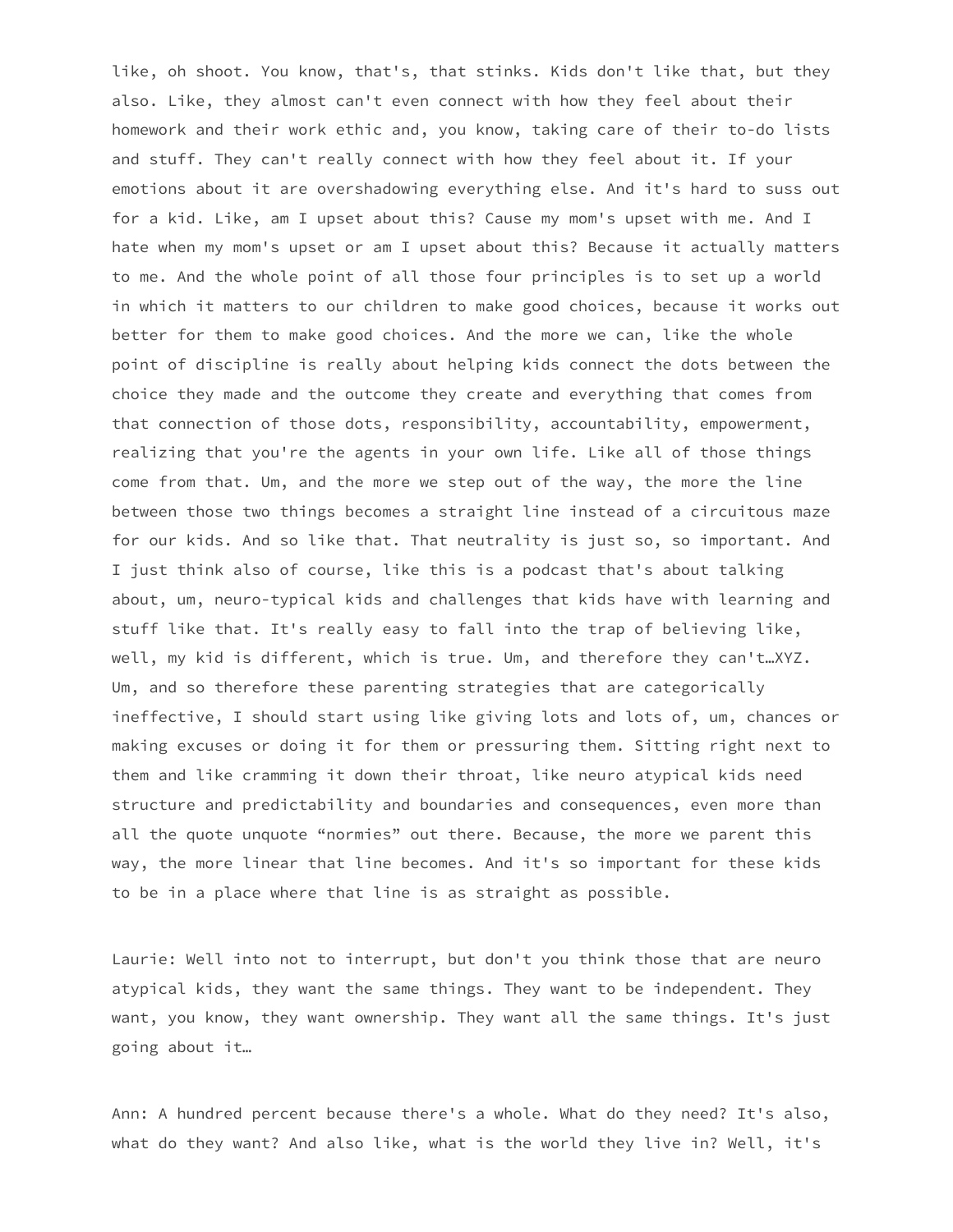like, oh shoot. You know, that's, that stinks. Kids don't like that, but they also. Like, they almost can't even connect with how they feel about their homework and their work ethic and, you know, taking care of their to-do lists and stuff. They can't really connect with how they feel about it. If your emotions about it are overshadowing everything else. And it's hard to suss out for a kid. Like, am I upset about this? Cause my mom's upset with me. And I hate when my mom's upset or am I upset about this? Because it actually matters to me. And the whole point of all those four principles is to set up a world in which it matters to our children to make good choices, because it works out better for them to make good choices. And the more we can, like the whole point of discipline is really about helping kids connect the dots between the choice they made and the outcome they create and everything that comes from that connection of those dots, responsibility, accountability, empowerment, realizing that you're the agents in your own life. Like all of those things come from that. Um, and the more we step out of the way, the more the line between those two things becomes a straight line instead of a circuitous maze for our kids. And so like that. That neutrality is just so, so important. And I just think also of course, like this is a podcast that's about talking about, um, neuro-typical kids and challenges that kids have with learning and stuff like that. It's really easy to fall into the trap of believing like, well, my kid is different, which is true. Um, and therefore they can't…XYZ. Um, and so therefore these parenting strategies that are categorically ineffective, I should start using like giving lots and lots of, um, chances or making excuses or doing it for them or pressuring them. Sitting right next to them and like cramming it down their throat, like neuro atypical kids need structure and predictability and boundaries and consequences, even more than all the quote unquote "normies" out there. Because, the more we parent this way, the more linear that line becomes. And it's so important for these kids to be in a place where that line is as straight as possible.

Laurie: Well into not to interrupt, but don't you think those that are neuro atypical kids, they want the same things. They want to be independent. They want, you know, they want ownership. They want all the same things. It's just going about it…

Ann: A hundred percent because there's a whole. What do they need? It's also, what do they want? And also like, what is the world they live in? Well, it's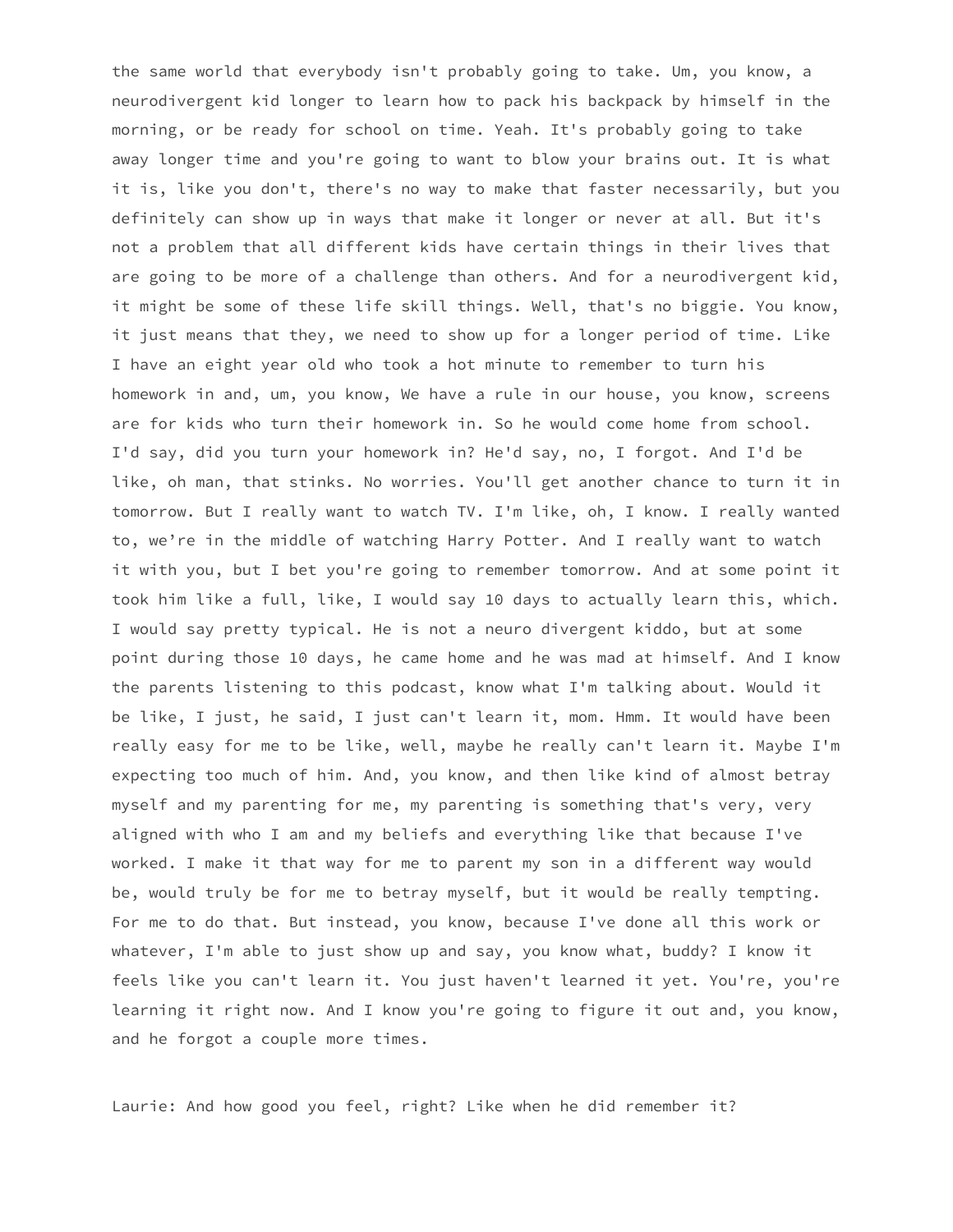the same world that everybody isn't probably going to take. Um, you know, a neurodivergent kid longer to learn how to pack his backpack by himself in the morning, or be ready for school on time. Yeah. It's probably going to take away longer time and you're going to want to blow your brains out. It is what it is, like you don't, there's no way to make that faster necessarily, but you definitely can show up in ways that make it longer or never at all. But it's not a problem that all different kids have certain things in their lives that are going to be more of a challenge than others. And for a neurodivergent kid, it might be some of these life skill things. Well, that's no biggie. You know, it just means that they, we need to show up for a longer period of time. Like I have an eight year old who took a hot minute to remember to turn his homework in and, um, you know, We have a rule in our house, you know, screens are for kids who turn their homework in. So he would come home from school. I'd say, did you turn your homework in? He'd say, no, I forgot. And I'd be like, oh man, that stinks. No worries. You'll get another chance to turn it in tomorrow. But I really want to watch TV. I'm like, oh, I know. I really wanted to, we're in the middle of watching Harry Potter. And I really want to watch it with you, but I bet you're going to remember tomorrow. And at some point it took him like a full, like, I would say 10 days to actually learn this, which. I would say pretty typical. He is not a neuro divergent kiddo, but at some point during those 10 days, he came home and he was mad at himself. And I know the parents listening to this podcast, know what I'm talking about. Would it be like, I just, he said, I just can't learn it, mom. Hmm. It would have been really easy for me to be like, well, maybe he really can't learn it. Maybe I'm expecting too much of him. And, you know, and then like kind of almost betray myself and my parenting for me, my parenting is something that's very, very aligned with who I am and my beliefs and everything like that because I've worked. I make it that way for me to parent my son in a different way would be, would truly be for me to betray myself, but it would be really tempting. For me to do that. But instead, you know, because I've done all this work or whatever, I'm able to just show up and say, you know what, buddy? I know it feels like you can't learn it. You just haven't learned it yet. You're, you're learning it right now. And I know you're going to figure it out and, you know, and he forgot a couple more times.

Laurie: And how good you feel, right? Like when he did remember it?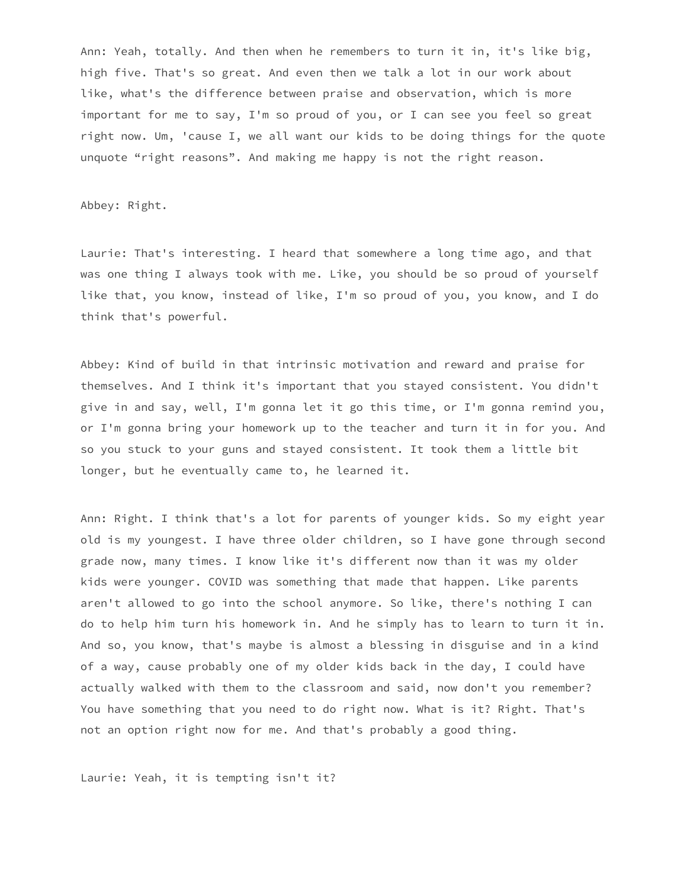Ann: Yeah, totally. And then when he remembers to turn it in, it's like big, high five. That's so great. And even then we talk a lot in our work about like, what's the difference between praise and observation, which is more important for me to say, I'm so proud of you, or I can see you feel so great right now. Um, 'cause I, we all want our kids to be doing things for the quote unquote "right reasons". And making me happy is not the right reason.

Abbey: Right.

Laurie: That's interesting. I heard that somewhere a long time ago, and that was one thing I always took with me. Like, you should be so proud of yourself like that, you know, instead of like, I'm so proud of you, you know, and I do think that's powerful.

Abbey: Kind of build in that intrinsic motivation and reward and praise for themselves. And I think it's important that you stayed consistent. You didn't give in and say, well, I'm gonna let it go this time, or I'm gonna remind you, or I'm gonna bring your homework up to the teacher and turn it in for you. And so you stuck to your guns and stayed consistent. It took them a little bit longer, but he eventually came to, he learned it.

Ann: Right. I think that's a lot for parents of younger kids. So my eight year old is my youngest. I have three older children, so I have gone through second grade now, many times. I know like it's different now than it was my older kids were younger. COVID was something that made that happen. Like parents aren't allowed to go into the school anymore. So like, there's nothing I can do to help him turn his homework in. And he simply has to learn to turn it in. And so, you know, that's maybe is almost a blessing in disguise and in a kind of a way, cause probably one of my older kids back in the day, I could have actually walked with them to the classroom and said, now don't you remember? You have something that you need to do right now. What is it? Right. That's not an option right now for me. And that's probably a good thing.

Laurie: Yeah, it is tempting isn't it?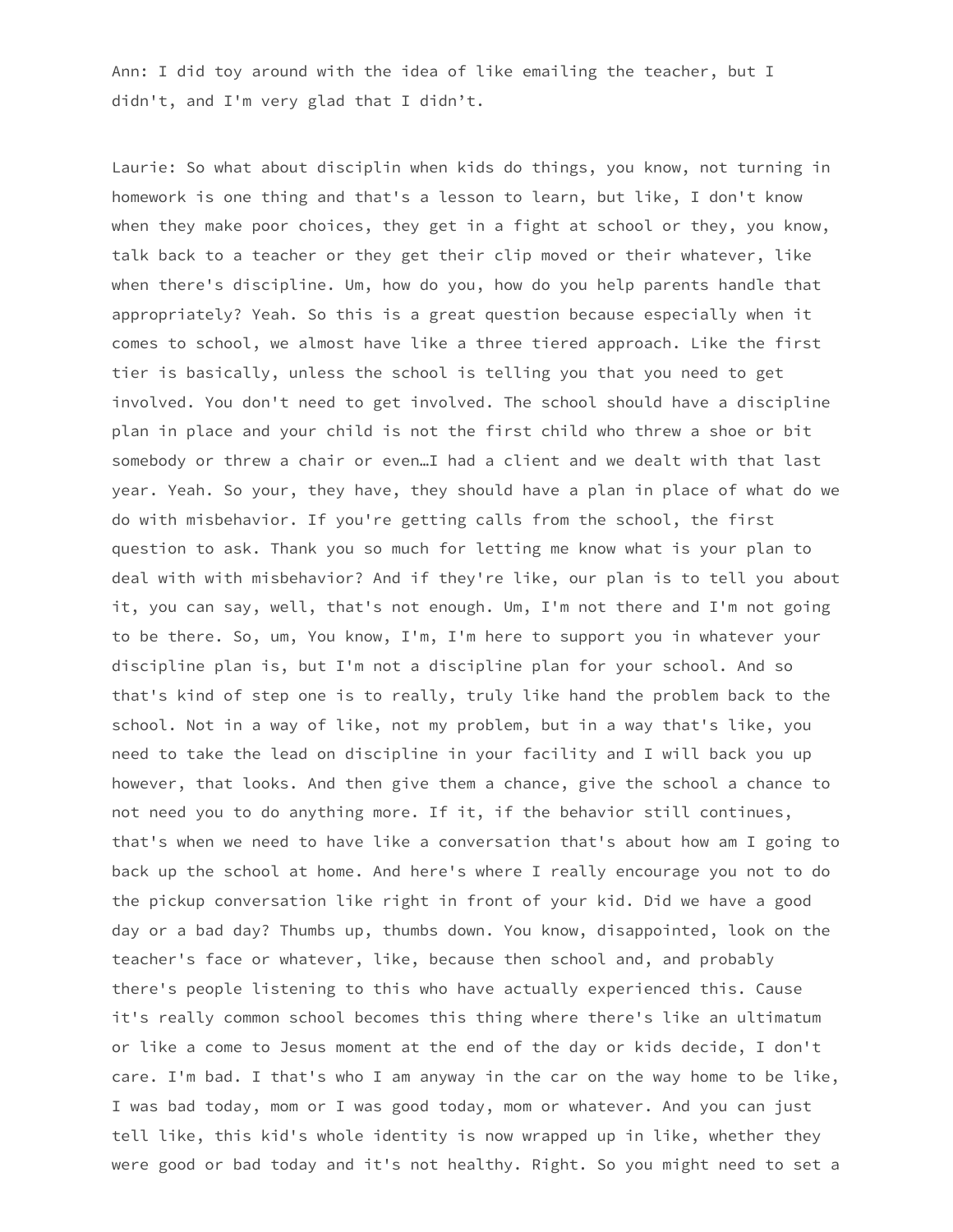Ann: I did toy around with the idea of like emailing the teacher, but I didn't, and I'm very glad that I didn't.

Laurie: So what about disciplin when kids do things, you know, not turning in homework is one thing and that's a lesson to learn, but like, I don't know when they make poor choices, they get in a fight at school or they, you know, talk back to a teacher or they get their clip moved or their whatever, like when there's discipline. Um, how do you, how do you help parents handle that appropriately? Yeah. So this is a great question because especially when it comes to school, we almost have like a three tiered approach. Like the first tier is basically, unless the school is telling you that you need to get involved. You don't need to get involved. The school should have a discipline plan in place and your child is not the first child who threw a shoe or bit somebody or threw a chair or even…I had a client and we dealt with that last year. Yeah. So your, they have, they should have a plan in place of what do we do with misbehavior. If you're getting calls from the school, the first question to ask. Thank you so much for letting me know what is your plan to deal with with misbehavior? And if they're like, our plan is to tell you about it, you can say, well, that's not enough. Um, I'm not there and I'm not going to be there. So, um, You know, I'm, I'm here to support you in whatever your discipline plan is, but I'm not a discipline plan for your school. And so that's kind of step one is to really, truly like hand the problem back to the school. Not in a way of like, not my problem, but in a way that's like, you need to take the lead on discipline in your facility and I will back you up however, that looks. And then give them a chance, give the school a chance to not need you to do anything more. If it, if the behavior still continues, that's when we need to have like a conversation that's about how am I going to back up the school at home. And here's where I really encourage you not to do the pickup conversation like right in front of your kid. Did we have a good day or a bad day? Thumbs up, thumbs down. You know, disappointed, look on the teacher's face or whatever, like, because then school and, and probably there's people listening to this who have actually experienced this. Cause it's really common school becomes this thing where there's like an ultimatum or like a come to Jesus moment at the end of the day or kids decide, I don't care. I'm bad. I that's who I am anyway in the car on the way home to be like, I was bad today, mom or I was good today, mom or whatever. And you can just tell like, this kid's whole identity is now wrapped up in like, whether they were good or bad today and it's not healthy. Right. So you might need to set a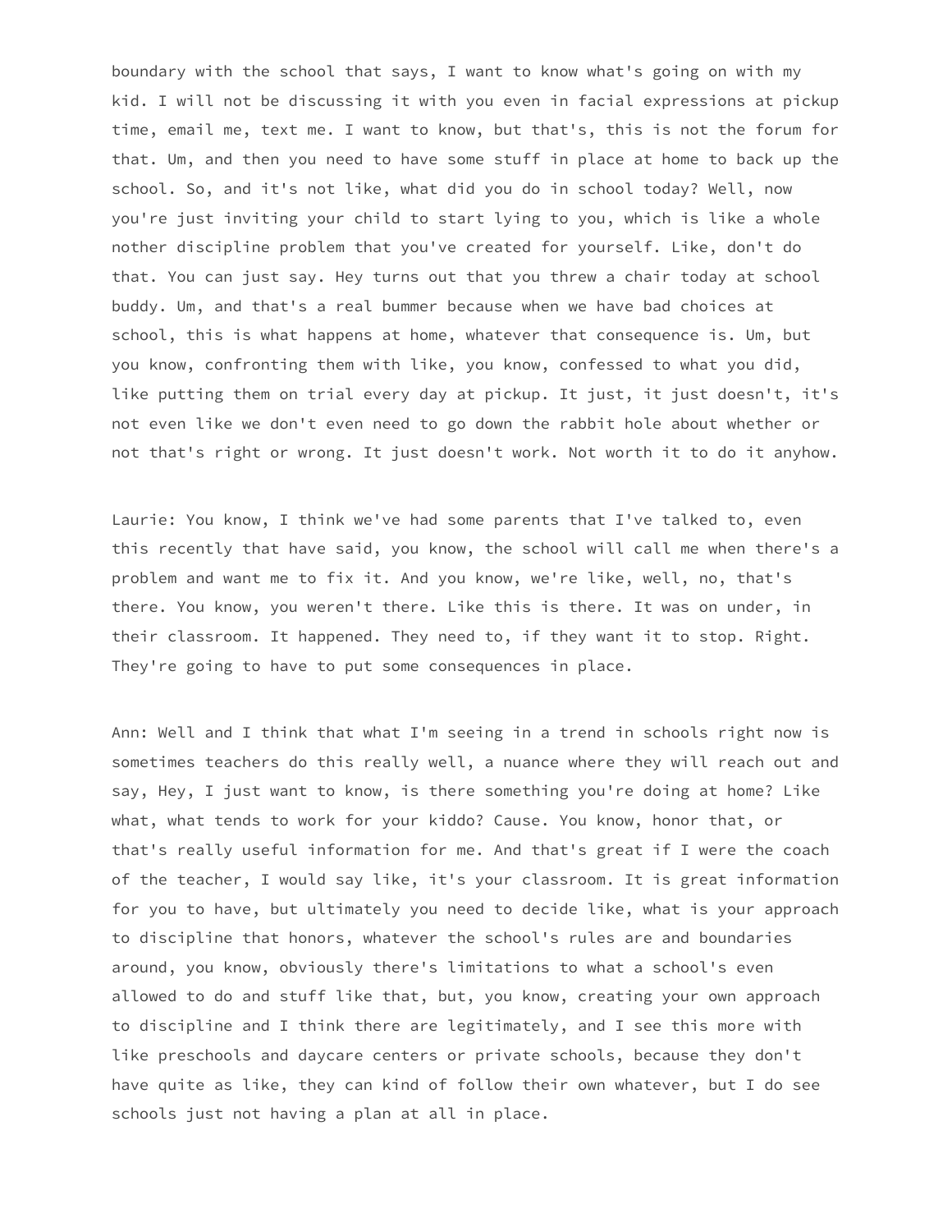boundary with the school that says, I want to know what's going on with my kid. I will not be discussing it with you even in facial expressions at pickup time, email me, text me. I want to know, but that's, this is not the forum for that. Um, and then you need to have some stuff in place at home to back up the school. So, and it's not like, what did you do in school today? Well, now you're just inviting your child to start lying to you, which is like a whole nother discipline problem that you've created for yourself. Like, don't do that. You can just say. Hey turns out that you threw a chair today at school buddy. Um, and that's a real bummer because when we have bad choices at school, this is what happens at home, whatever that consequence is. Um, but you know, confronting them with like, you know, confessed to what you did, like putting them on trial every day at pickup. It just, it just doesn't, it's not even like we don't even need to go down the rabbit hole about whether or not that's right or wrong. It just doesn't work. Not worth it to do it anyhow.

Laurie: You know, I think we've had some parents that I've talked to, even this recently that have said, you know, the school will call me when there's a problem and want me to fix it. And you know, we're like, well, no, that's there. You know, you weren't there. Like this is there. It was on under, in their classroom. It happened. They need to, if they want it to stop. Right. They're going to have to put some consequences in place.

Ann: Well and I think that what I'm seeing in a trend in schools right now is sometimes teachers do this really well, a nuance where they will reach out and say, Hey, I just want to know, is there something you're doing at home? Like what, what tends to work for your kiddo? Cause. You know, honor that, or that's really useful information for me. And that's great if I were the coach of the teacher, I would say like, it's your classroom. It is great information for you to have, but ultimately you need to decide like, what is your approach to discipline that honors, whatever the school's rules are and boundaries around, you know, obviously there's limitations to what a school's even allowed to do and stuff like that, but, you know, creating your own approach to discipline and I think there are legitimately, and I see this more with like preschools and daycare centers or private schools, because they don't have quite as like, they can kind of follow their own whatever, but I do see schools just not having a plan at all in place.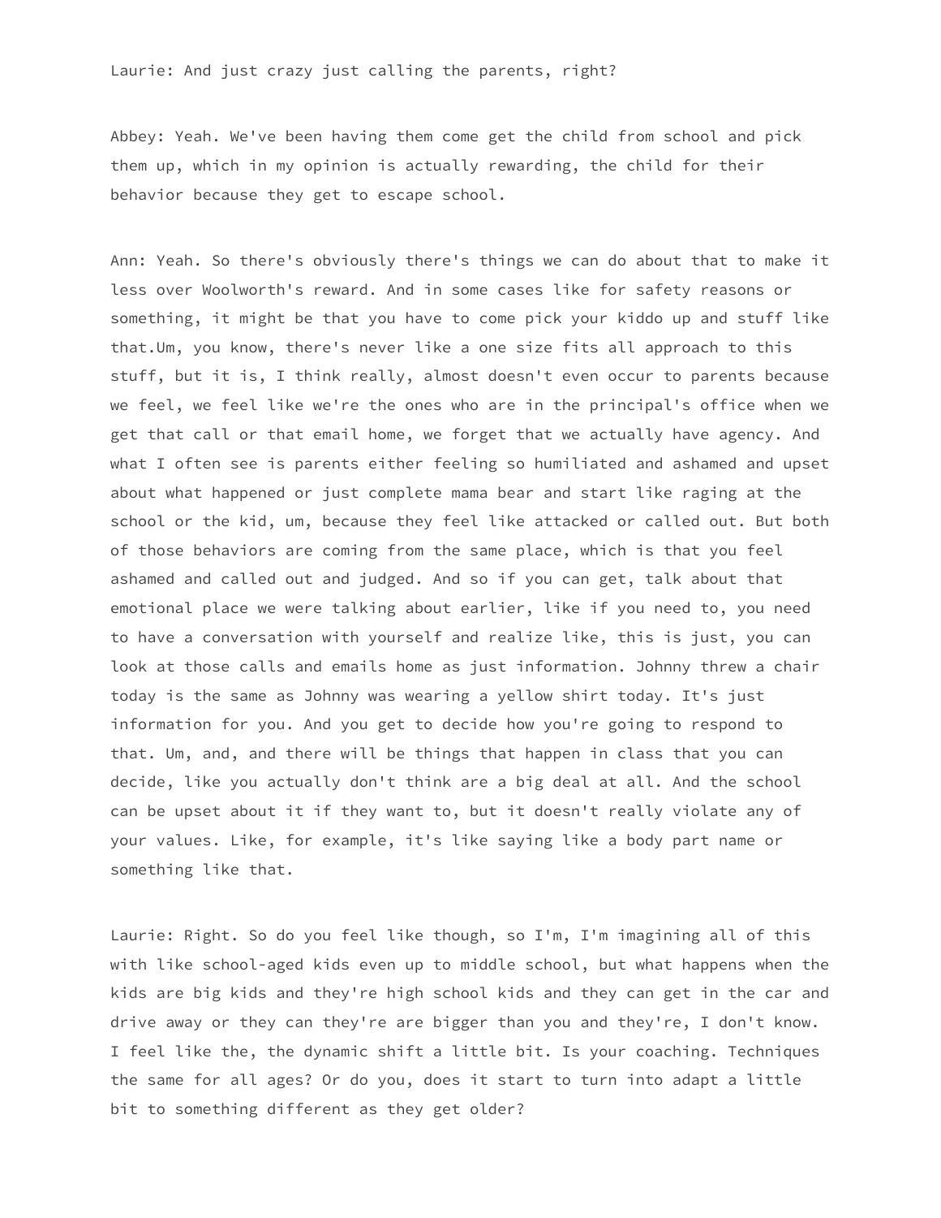Laurie: And just crazy just calling the parents, right?

Abbey: Yeah. We've been having them come get the child from school and pick them up, which in my opinion is actually rewarding, the child for their behavior because they get to escape school.

Ann: Yeah. So there's obviously there's things we can do about that to make it less over Woolworth's reward. And in some cases like for safety reasons or something, it might be that you have to come pick your kiddo up and stuff like that.Um, you know, there's never like a one size fits all approach to this stuff, but it is, I think really, almost doesn't even occur to parents because we feel, we feel like we're the ones who are in the principal's office when we get that call or that email home, we forget that we actually have agency. And what I often see is parents either feeling so humiliated and ashamed and upset about what happened or just complete mama bear and start like raging at the school or the kid, um, because they feel like attacked or called out. But both of those behaviors are coming from the same place, which is that you feel ashamed and called out and judged. And so if you can get, talk about that emotional place we were talking about earlier, like if you need to, you need to have a conversation with yourself and realize like, this is just, you can look at those calls and emails home as just information. Johnny threw a chair today is the same as Johnny was wearing a yellow shirt today. It's just information for you. And you get to decide how you're going to respond to that. Um, and, and there will be things that happen in class that you can decide, like you actually don't think are a big deal at all. And the school can be upset about it if they want to, but it doesn't really violate any of your values. Like, for example, it's like saying like a body part name or something like that.

Laurie: Right. So do you feel like though, so I'm, I'm imagining all of this with like school-aged kids even up to middle school, but what happens when the kids are big kids and they're high school kids and they can get in the car and drive away or they can they're are bigger than you and they're, I don't know. I feel like the, the dynamic shift a little bit. Is your coaching. Techniques the same for all ages? Or do you, does it start to turn into adapt a little bit to something different as they get older?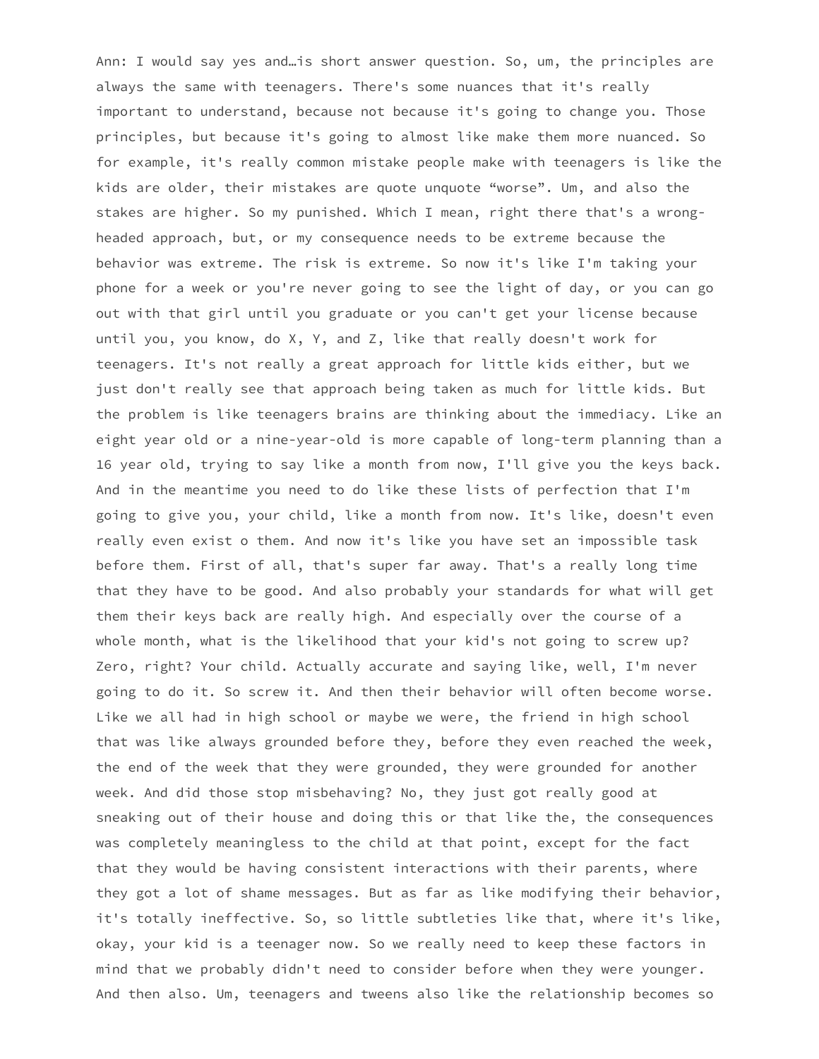Ann: I would say yes and…is short answer question. So, um, the principles are always the same with teenagers. There's some nuances that it's really important to understand, because not because it's going to change you. Those principles, but because it's going to almost like make them more nuanced. So for example, it's really common mistake people make with teenagers is like the kids are older, their mistakes are quote unquote "worse". Um, and also the stakes are higher. So my punished. Which I mean, right there that's a wrong-headed approach, but, or my consequence needs to be extreme because the behavior was extreme. The risk is extreme. So now it's like I'm taking your phone for a week or you're never going to see the light of day, or you can go out with that girl until you graduate or you can't get your license because until you, you know, do X, Y, and Z, like that really doesn't work for teenagers. It's not really a great approach for little kids either, but we just don't really see that approach being taken as much for little kids. But the problem is like teenagers brains are thinking about the immediacy. Like an eight year old or a nine-year-old is more capable of long-term planning than a 16 year old, trying to say like a month from now, I'll give you the keys back. And in the meantime you need to do like these lists of perfection that I'm going to give you, your child, like a month from now. It's like, doesn't even really even exist o them. And now it's like you have set an impossible task before them. First of all, that's super far away. That's a really long time that they have to be good. And also probably your standards for what will get them their keys back are really high. And especially over the course of a whole month, what is the likelihood that your kid's not going to screw up? Zero, right? Your child. Actually accurate and saying like, well, I'm never going to do it. So screw it. And then their behavior will often become worse. Like we all had in high school or maybe we were, the friend in high school that was like always grounded before they, before they even reached the week, the end of the week that they were grounded, they were grounded for another week. And did those stop misbehaving? No, they just got really good at sneaking out of their house and doing this or that like the, the consequences was completely meaningless to the child at that point, except for the fact that they would be having consistent interactions with their parents, where they got a lot of shame messages. But as far as like modifying their behavior, it's totally ineffective. So, so little subtleties like that, where it's like, okay, your kid is a teenager now. So we really need to keep these factors in mind that we probably didn't need to consider before when they were younger. And then also. Um, teenagers and tweens also like the relationship becomes so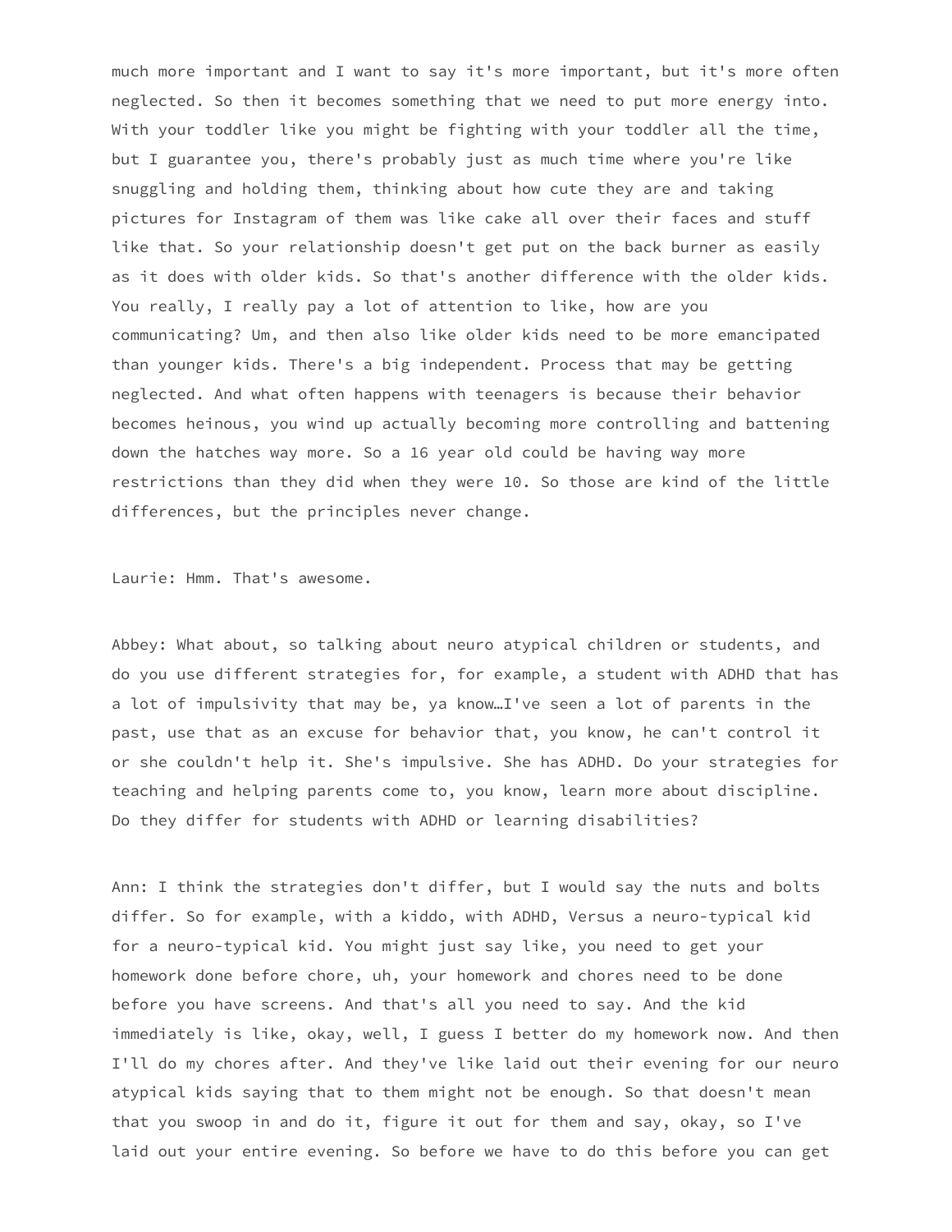much more important and I want to say it's more important, but it's more often neglected. So then it becomes something that we need to put more energy into. With your toddler like you might be fighting with your toddler all the time, but I guarantee you, there's probably just as much time where you're like snuggling and holding them, thinking about how cute they are and taking pictures for Instagram of them was like cake all over their faces and stuff like that. So your relationship doesn't get put on the back burner as easily as it does with older kids. So that's another difference with the older kids. You really, I really pay a lot of attention to like, how are you communicating? Um, and then also like older kids need to be more emancipated than younger kids. There's a big independent. Process that may be getting neglected. And what often happens with teenagers is because their behavior becomes heinous, you wind up actually becoming more controlling and battening down the hatches way more. So a 16 year old could be having way more restrictions than they did when they were 10. So those are kind of the little differences, but the principles never change.

Laurie: Hmm. That's awesome.

Abbey: What about, so talking about neuro atypical children or students, and do you use different strategies for, for example, a student with ADHD that has a lot of impulsivity that may be, ya know…I've seen a lot of parents in the past, use that as an excuse for behavior that, you know, he can't control it or she couldn't help it. She's impulsive. She has ADHD. Do your strategies for teaching and helping parents come to, you know, learn more about discipline. Do they differ for students with ADHD or learning disabilities?

Ann: I think the strategies don't differ, but I would say the nuts and bolts differ. So for example, with a kiddo, with ADHD, Versus a neuro-typical kid for a neuro-typical kid. You might just say like, you need to get your homework done before chore, uh, your homework and chores need to be done before you have screens. And that's all you need to say. And the kid immediately is like, okay, well, I guess I better do my homework now. And then I'll do my chores after. And they've like laid out their evening for our neuro atypical kids saying that to them might not be enough. So that doesn't mean that you swoop in and do it, figure it out for them and say, okay, so I've laid out your entire evening. So before we have to do this before you can get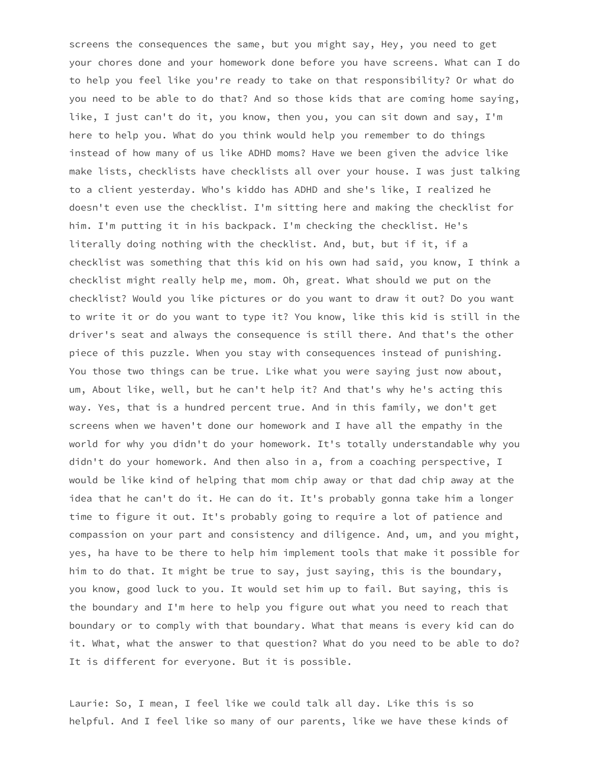screens the consequences the same, but you might say, Hey, you need to get your chores done and your homework done before you have screens. What can I do to help you feel like you're ready to take on that responsibility? Or what do you need to be able to do that? And so those kids that are coming home saying, like, I just can't do it, you know, then you, you can sit down and say, I'm here to help you. What do you think would help you remember to do things instead of how many of us like ADHD moms? Have we been given the advice like make lists, checklists have checklists all over your house. I was just talking to a client yesterday. Who's kiddo has ADHD and she's like, I realized he doesn't even use the checklist. I'm sitting here and making the checklist for him. I'm putting it in his backpack. I'm checking the checklist. He's literally doing nothing with the checklist. And, but, but if it, if a checklist was something that this kid on his own had said, you know, I think a checklist might really help me, mom. Oh, great. What should we put on the checklist? Would you like pictures or do you want to draw it out? Do you want to write it or do you want to type it? You know, like this kid is still in the driver's seat and always the consequence is still there. And that's the other piece of this puzzle. When you stay with consequences instead of punishing. You those two things can be true. Like what you were saying just now about, um, About like, well, but he can't help it? And that's why he's acting this way. Yes, that is a hundred percent true. And in this family, we don't get screens when we haven't done our homework and I have all the empathy in the world for why you didn't do your homework. It's totally understandable why you didn't do your homework. And then also in a, from a coaching perspective, I would be like kind of helping that mom chip away or that dad chip away at the idea that he can't do it. He can do it. It's probably gonna take him a longer time to figure it out. It's probably going to require a lot of patience and compassion on your part and consistency and diligence. And, um, and you might, yes, ha have to be there to help him implement tools that make it possible for him to do that. It might be true to say, just saying, this is the boundary, you know, good luck to you. It would set him up to fail. But saying, this is the boundary and I'm here to help you figure out what you need to reach that boundary or to comply with that boundary. What that means is every kid can do it. What, what the answer to that question? What do you need to be able to do? It is different for everyone. But it is possible.

Laurie: So, I mean, I feel like we could talk all day. Like this is so helpful. And I feel like so many of our parents, like we have these kinds of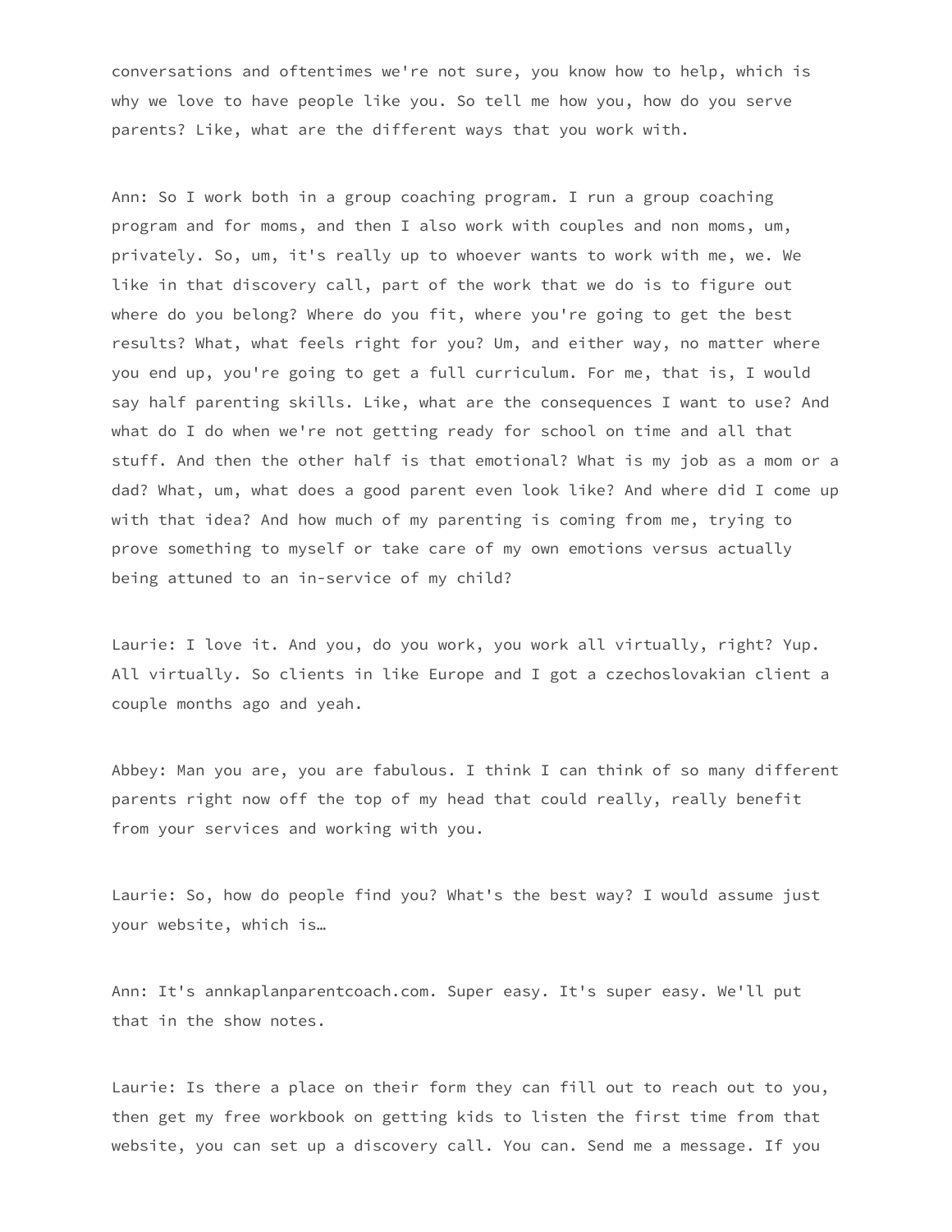conversations and oftentimes we're not sure, you know how to help, which is why we love to have people like you. So tell me how you, how do you serve parents? Like, what are the different ways that you work with.

Ann: So I work both in a group coaching program. I run a group coaching program and for moms, and then I also work with couples and non moms, um, privately. So, um, it's really up to whoever wants to work with me, we. We like in that discovery call, part of the work that we do is to figure out where do you belong? Where do you fit, where you're going to get the best results? What, what feels right for you? Um, and either way, no matter where you end up, you're going to get a full curriculum. For me, that is, I would say half parenting skills. Like, what are the consequences I want to use? And what do I do when we're not getting ready for school on time and all that stuff. And then the other half is that emotional? What is my job as a mom or a dad? What, um, what does a good parent even look like? And where did I come up with that idea? And how much of my parenting is coming from me, trying to prove something to myself or take care of my own emotions versus actually being attuned to an in-service of my child?

Laurie: I love it. And you, do you work, you work all virtually, right? Yup. All virtually. So clients in like Europe and I got a czechoslovakian client a couple months ago and yeah.

Abbey: Man you are, you are fabulous. I think I can think of so many different parents right now off the top of my head that could really, really benefit from your services and working with you.

Laurie: So, how do people find you? What's the best way? I would assume just your website, which is…

Ann: It's annkaplanparentcoach.com. Super easy. It's super easy. We'll put that in the show notes.

Laurie: Is there a place on their form they can fill out to reach out to you, then get my free workbook on getting kids to listen the first time from that website, you can set up a discovery call. You can. Send me a message. If you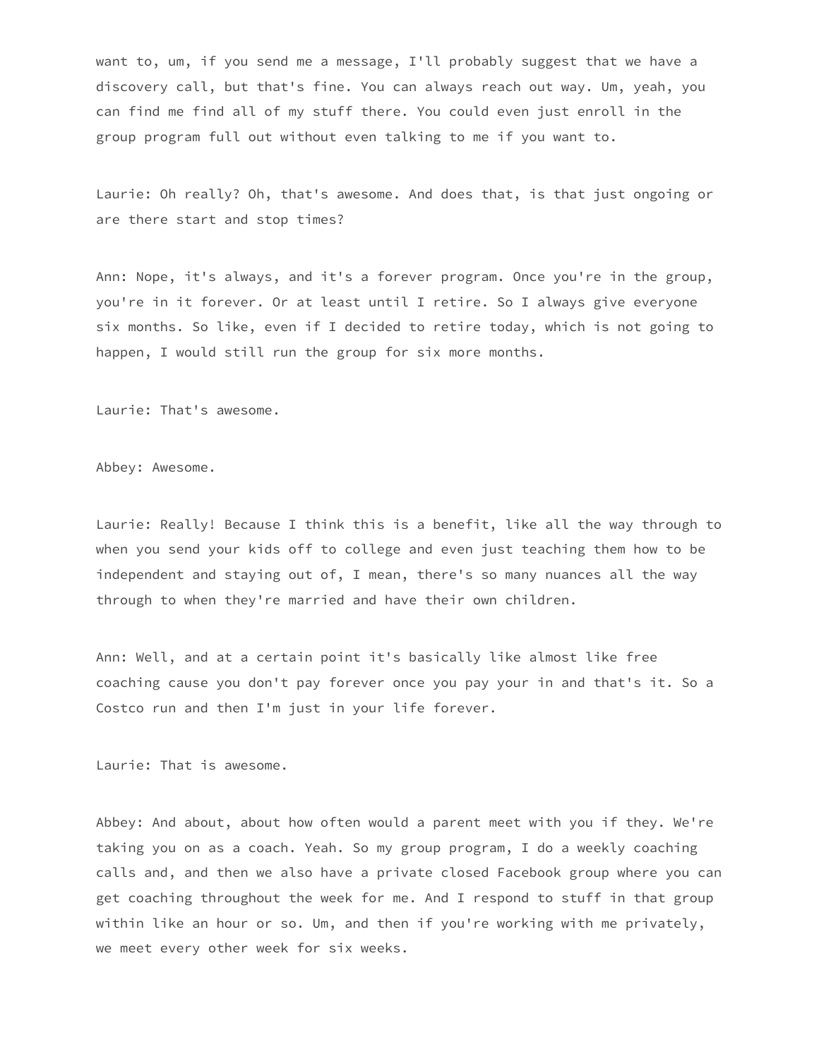want to, um, if you send me a message, I'll probably suggest that we have a discovery call, but that's fine. You can always reach out way. Um, yeah, you can find me find all of my stuff there. You could even just enroll in the group program full out without even talking to me if you want to.

Laurie: Oh really? Oh, that's awesome. And does that, is that just ongoing or are there start and stop times?

Ann: Nope, it's always, and it's a forever program. Once you're in the group, you're in it forever. Or at least until I retire. So I always give everyone six months. So like, even if I decided to retire today, which is not going to happen, I would still run the group for six more months.

Laurie: That's awesome.

Abbey: Awesome.

Laurie: Really! Because I think this is a benefit, like all the way through to when you send your kids off to college and even just teaching them how to be independent and staying out of, I mean, there's so many nuances all the way through to when they're married and have their own children.

Ann: Well, and at a certain point it's basically like almost like free coaching cause you don't pay forever once you pay your in and that's it. So a Costco run and then I'm just in your life forever.

Laurie: That is awesome.

Abbey: And about, about how often would a parent meet with you if they. We're taking you on as a coach. Yeah. So my group program, I do a weekly coaching calls and, and then we also have a private closed Facebook group where you can get coaching throughout the week for me. And I respond to stuff in that group within like an hour or so. Um, and then if you're working with me privately, we meet every other week for six weeks.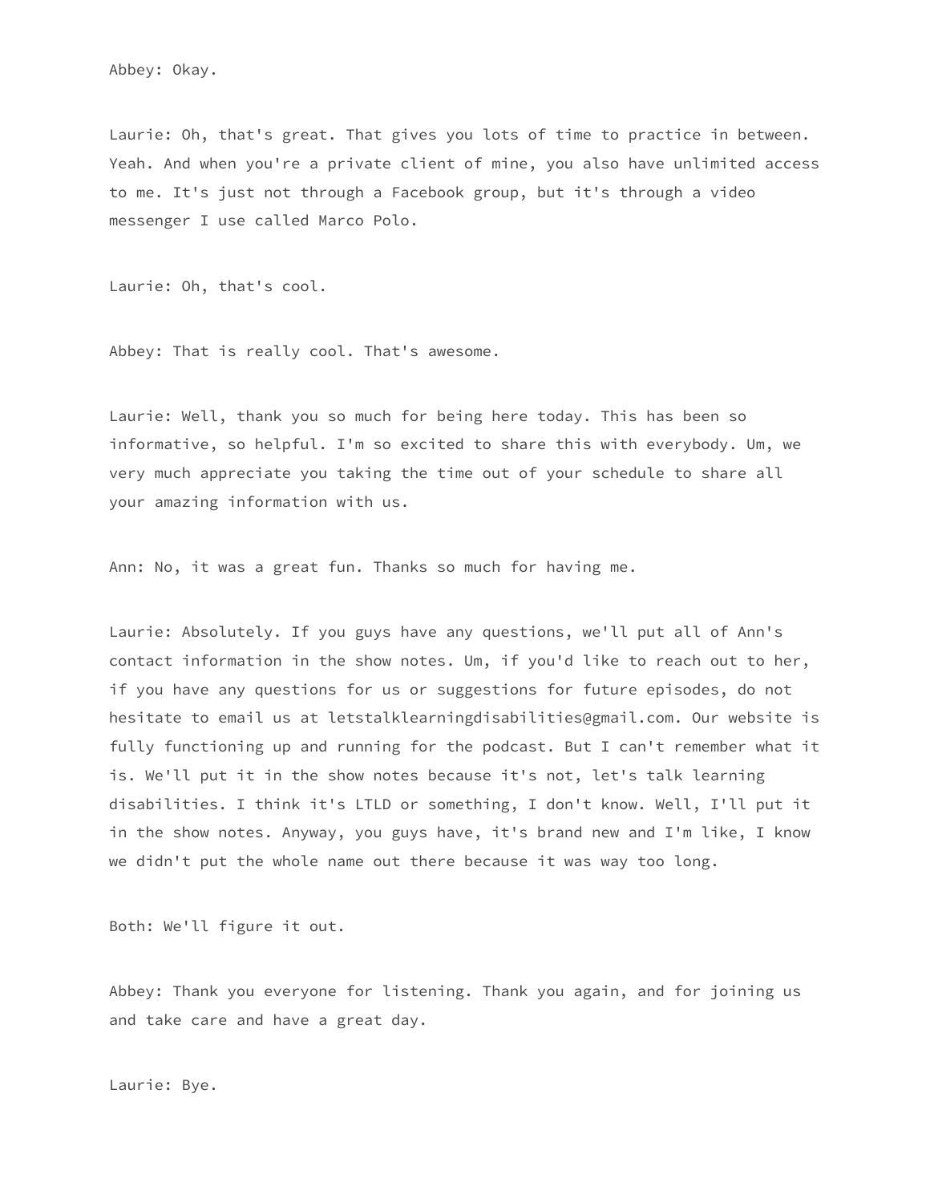Abbey: Okay.

Laurie: Oh, that's great. That gives you lots of time to practice in between. Yeah. And when you're a private client of mine, you also have unlimited access to me. It's just not through a Facebook group, but it's through a video messenger I use called Marco Polo.

Laurie: Oh, that's cool.

Abbey: That is really cool. That's awesome.

Laurie: Well, thank you so much for being here today. This has been so informative, so helpful. I'm so excited to share this with everybody. Um, we very much appreciate you taking the time out of your schedule to share all your amazing information with us.

Ann: No, it was a great fun. Thanks so much for having me.

Laurie: Absolutely. If you guys have any questions, we'll put all of Ann's contact information in the show notes. Um, if you'd like to reach out to her, if you have any questions for us or suggestions for future episodes, do not hesitate to email us at letstalklearningdisabilities@gmail.com. Our website is fully functioning up and running for the podcast. But I can't remember what it is. We'll put it in the show notes because it's not, let's talk learning disabilities. I think it's LTLD or something, I don't know. Well, I'll put it in the show notes. Anyway, you guys have, it's brand new and I'm like, I know we didn't put the whole name out there because it was way too long.

Both: We'll figure it out.

Abbey: Thank you everyone for listening. Thank you again, and for joining us and take care and have a great day.

Laurie: Bye.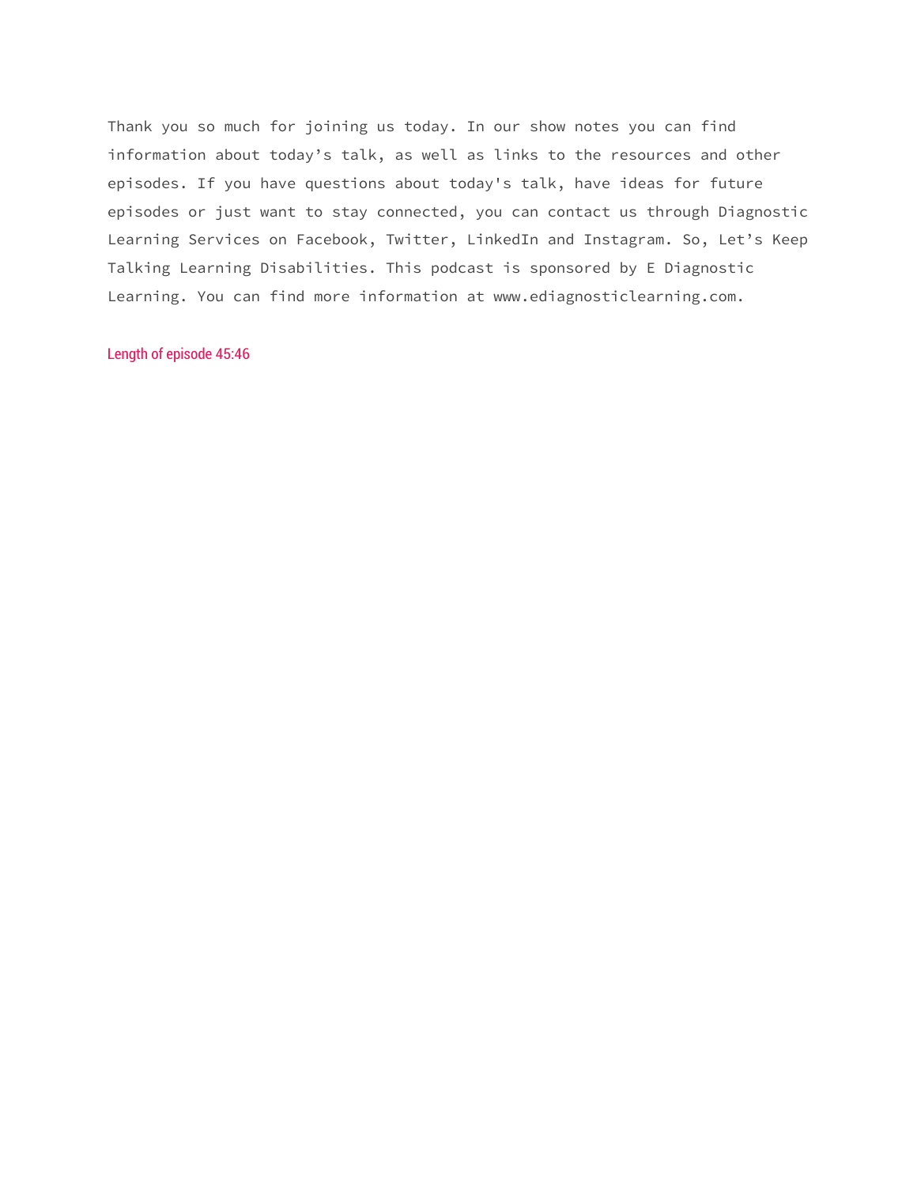Thank you so much for joining us today. In our show notes you can find information about today’s talk, as well as links to the resources and other episodes. If you have questions about today's talk, have ideas for future episodes or just want to stay connected, you can contact us through Diagnostic Learning Services on Facebook, Twitter, LinkedIn and Instagram. So, Let’s Keep Talking Learning Disabilities. This podcast is sponsored by E Diagnostic Learning. You can find more information at www.ediagnosticlearning.com.

Length of episode 45:46